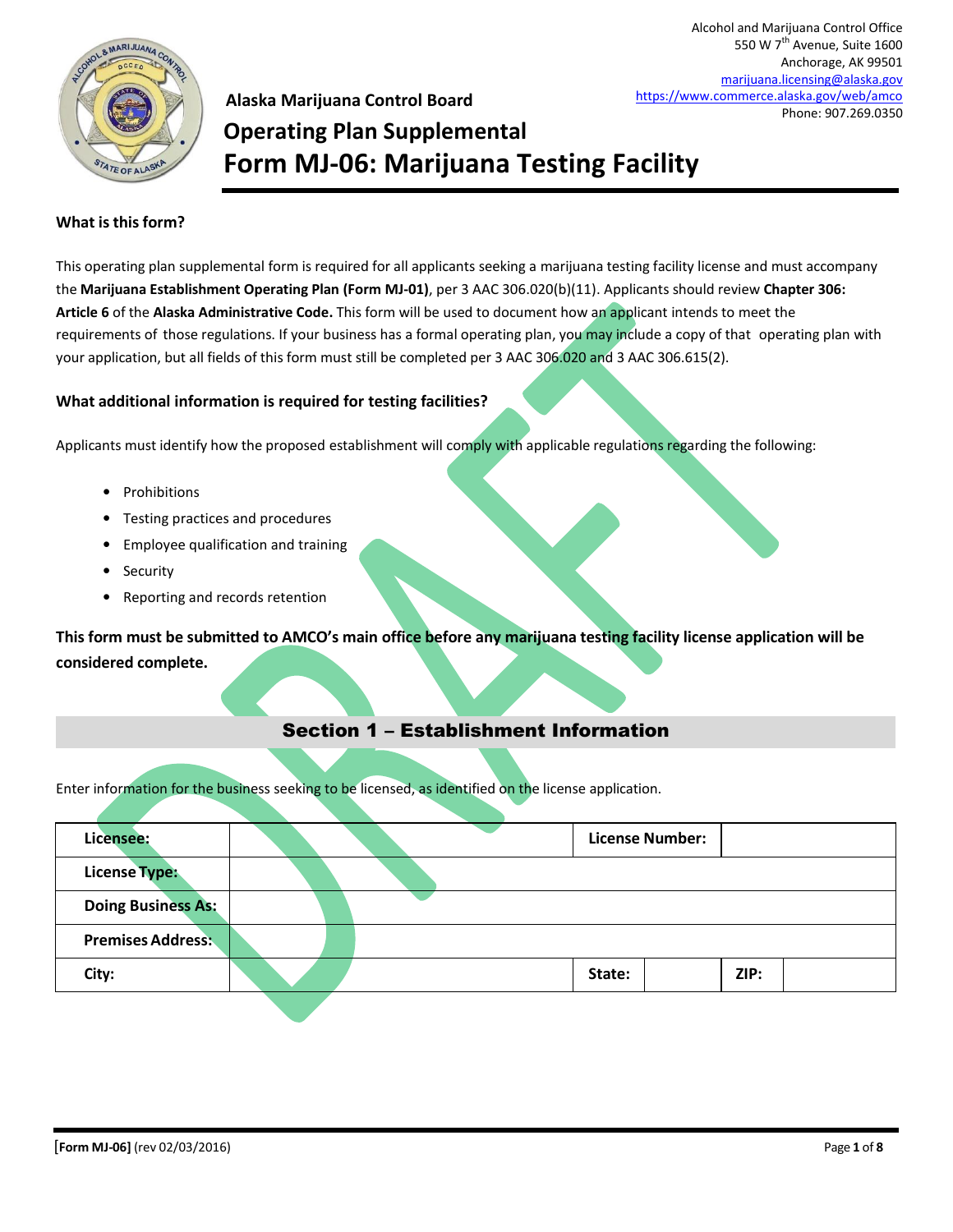Alcohol and Marijuana Control Office
550 W 7th Avenue, Suite 1600
Anchorage, AK 99501
marijuana.licensing@alaska.gov
https://www.commerce.alaska.gov/web/amco
Phone: 907.269.0350

**Alaska Marijuana Control Board**

# Operating Plan Supplemental
# Form MJ-06: Marijuana Testing Facility

### What is this form?

This operating plan supplemental form is required for all applicants seeking a marijuana testing facility license and must accompany the **Marijuana Establishment Operating Plan (Form MJ-01)**, per 3 AAC 306.020(b)(11). Applicants should review **Chapter 306: Article 6** of the **Alaska Administrative Code.** This form will be used to document how an applicant intends to meet the requirements of those regulations. If your business has a formal operating plan, you may include a copy of that operating plan with your application, but all fields of this form must still be completed per 3 AAC 306.020 and 3 AAC 306.615(2).

### What additional information is required for testing facilities?

Applicants must identify how the proposed establishment will comply with applicable regulations regarding the following:

- Prohibitions
- Testing practices and procedures
- Employee qualification and training
- Security
- Reporting and records retention

**This form must be submitted to AMCO's main office before any marijuana testing facility license application will be considered complete.**

## Section 1 – Establishment Information

Enter information for the business seeking to be licensed, as identified on the license application.

| **Licensee:** | | **License Number:** | | | |
|---|---|---|---|---|---|
| **License Type:** | | | | | |
| **Doing Business As:** | | | | | |
| **Premises Address:** | | | | | |
| **City:** | | **State:** | | **ZIP:** | |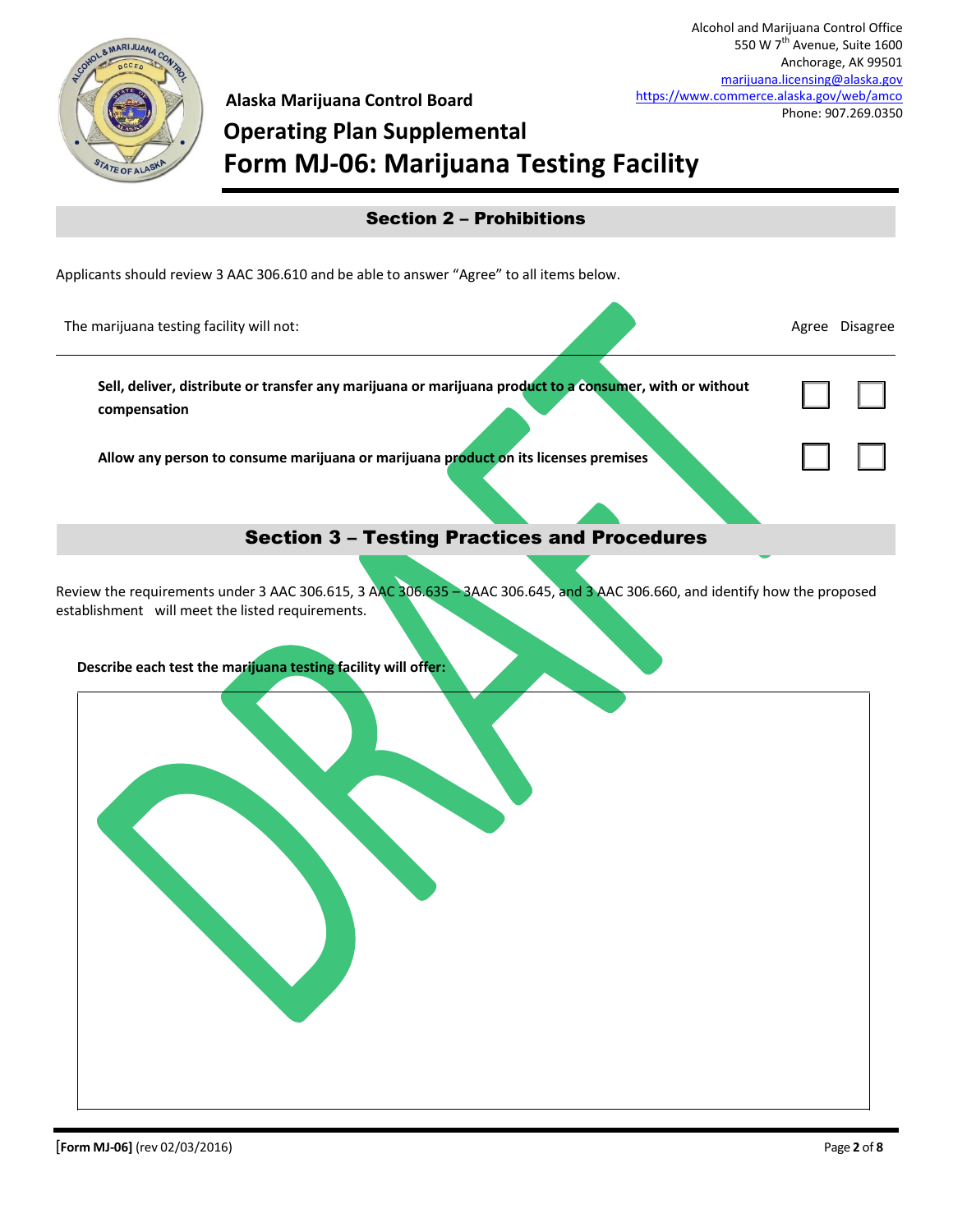Alcohol and Marijuana Control Office
550 W 7th Avenue, Suite 1600
Anchorage, AK 99501
marijuana.licensing@alaska.gov
https://www.commerce.alaska.gov/web/amco
Phone: 907.269.0350

**Alaska Marijuana Control Board**

# Operating Plan Supplemental
# Form MJ-06: Marijuana Testing Facility

## Section 2 – Prohibitions

Applicants should review 3 AAC 306.610 and be able to answer "Agree" to all items below.

| The marijuana testing facility will not: | Agree | Disagree |
|---|---|---|
| **Sell, deliver, distribute or transfer any marijuana or marijuana product to a consumer, with or without compensation** | ☐ | ☐ |
| **Allow any person to consume marijuana or marijuana product on its licenses premises** | ☐ | ☐ |

## Section 3 – Testing Practices and Procedures

Review the requirements under 3 AAC 306.615, 3 AAC 306.635 – 3AAC 306.645, and 3 AAC 306.660, and identify how the proposed establishment will meet the listed requirements.

**Describe each test the marijuana testing facility will offer:**

DRAFT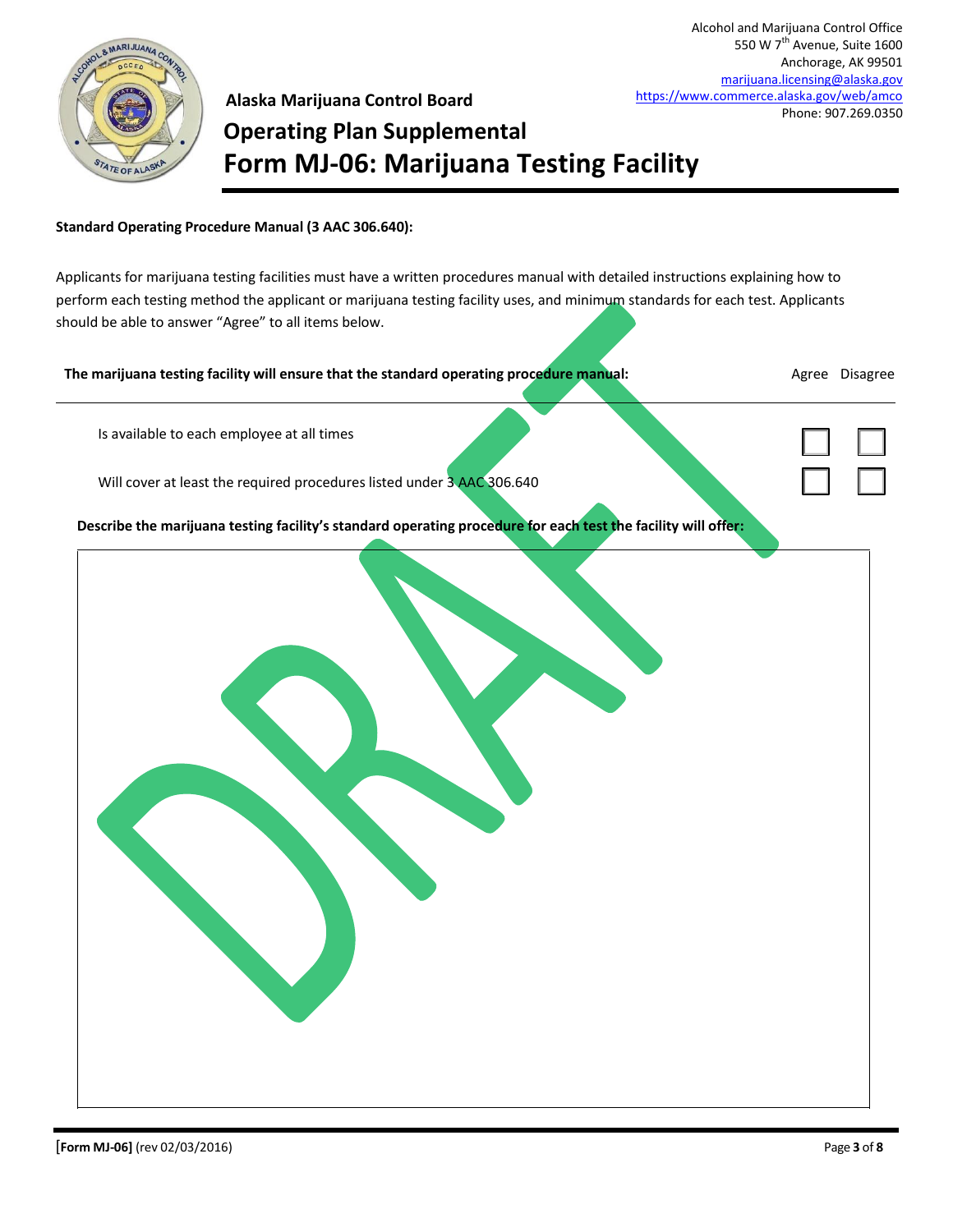Alcohol and Marijuana Control Office
550 W 7th Avenue, Suite 1600
Anchorage, AK 99501
marijuana.licensing@alaska.gov
https://www.commerce.alaska.gov/web/amco
Phone: 907.269.0350

**Alaska Marijuana Control Board**

# Operating Plan Supplemental

# Form MJ-06: Marijuana Testing Facility

**Standard Operating Procedure Manual (3 AAC 306.640):**

Applicants for marijuana testing facilities must have a written procedures manual with detailed instructions explaining how to perform each testing method the applicant or marijuana testing facility uses, and minimum standards for each test. Applicants should be able to answer "Agree" to all items below.

| **The marijuana testing facility will ensure that the standard operating procedure manual:** | Agree | Disagree |
|---|---|---|
| Is available to each employee at all times | ☐ | ☐ |
| Will cover at least the required procedures listed under 3 AAC 306.640 | ☐ | ☐ |

**Describe the marijuana testing facility's standard operating procedure for each test the facility will offer:**

DRAFT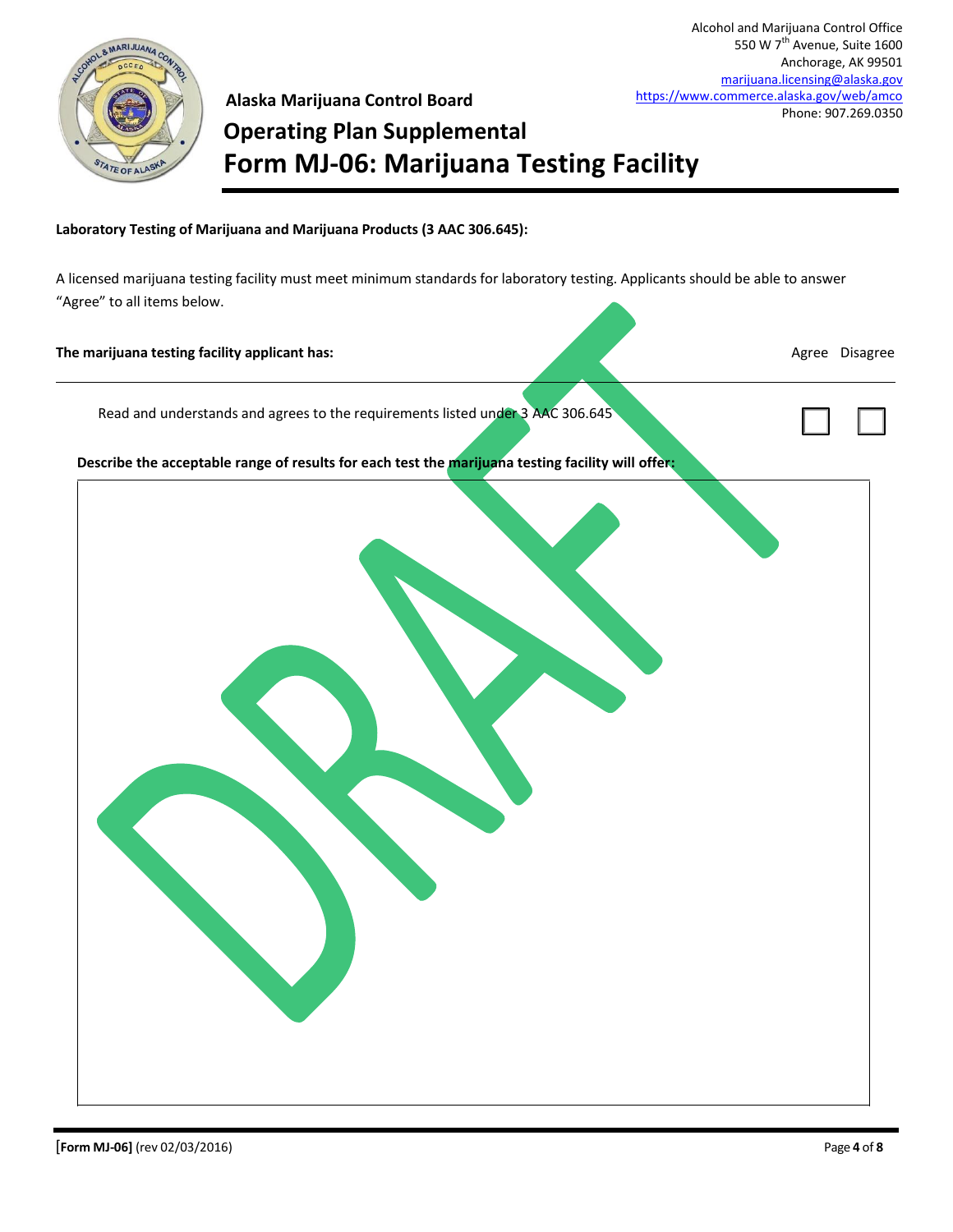Alcohol and Marijuana Control Office
550 W 7th Avenue, Suite 1600
Anchorage, AK 99501
marijuana.licensing@alaska.gov
https://www.commerce.alaska.gov/web/amco
Phone: 907.269.0350

**Alaska Marijuana Control Board**

# Operating Plan Supplemental
# Form MJ-06: Marijuana Testing Facility

**Laboratory Testing of Marijuana and Marijuana Products (3 AAC 306.645):**

A licensed marijuana testing facility must meet minimum standards for laboratory testing. Applicants should be able to answer "Agree" to all items below.

| **The marijuana testing facility applicant has:** | Agree | Disagree |
|---|---|---|
| Read and understands and agrees to the requirements listed under 3 AAC 306.645 | ☐ | ☐ |

**Describe the acceptable range of results for each test the marijuana testing facility will offer:**

DRAFT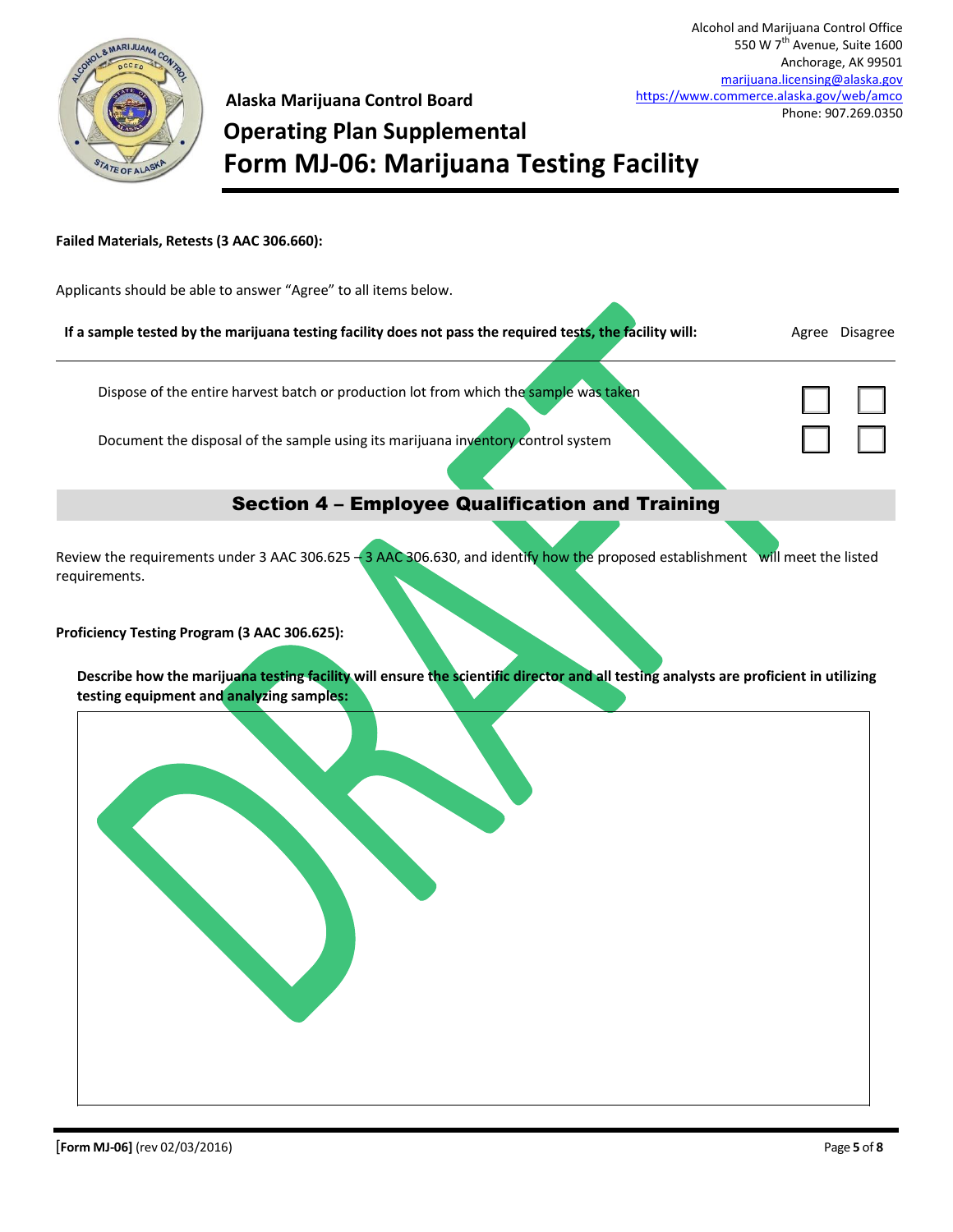**Failed Materials, Retests (3 AAC 306.660):**

Applicants should be able to answer "Agree" to all items below.

| If a sample tested by the marijuana testing facility does not pass the required tests, the facility will: | Agree | Disagree |
|---|---|---|
| Dispose of the entire harvest batch or production lot from which the sample was taken | ☐ | ☐ |
| Document the disposal of the sample using its marijuana inventory control system | ☐ | ☐ |

## Section 4 – Employee Qualification and Training

Review the requirements under 3 AAC 306.625 – 3 AAC 306.630, and identify how the proposed establishment will meet the listed requirements.

**Proficiency Testing Program (3 AAC 306.625):**

**Describe how the marijuana testing facility will ensure the scientific director and all testing analysts are proficient in utilizing testing equipment and analyzing samples:**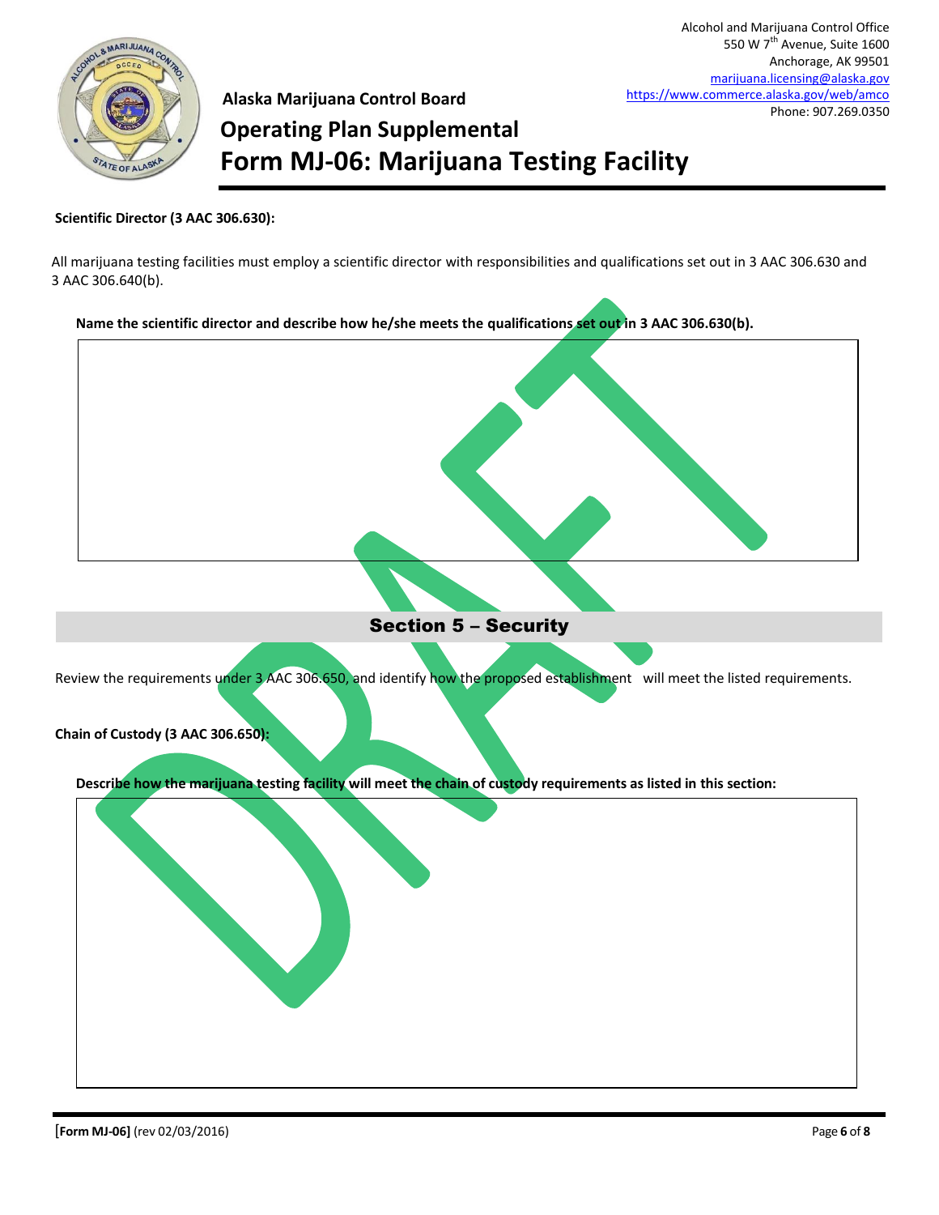**Scientific Director (3 AAC 306.630):**

All marijuana testing facilities must employ a scientific director with responsibilities and qualifications set out in 3 AAC 306.630 and 3 AAC 306.640(b).

**Name the scientific director and describe how he/she meets the qualifications set out in 3 AAC 306.630(b).**

## Section 5 – Security

Review the requirements under 3 AAC 306.650, and identify how the proposed establishment will meet the listed requirements.

**Chain of Custody (3 AAC 306.650):**

**Describe how the marijuana testing facility will meet the chain of custody requirements as listed in this section:**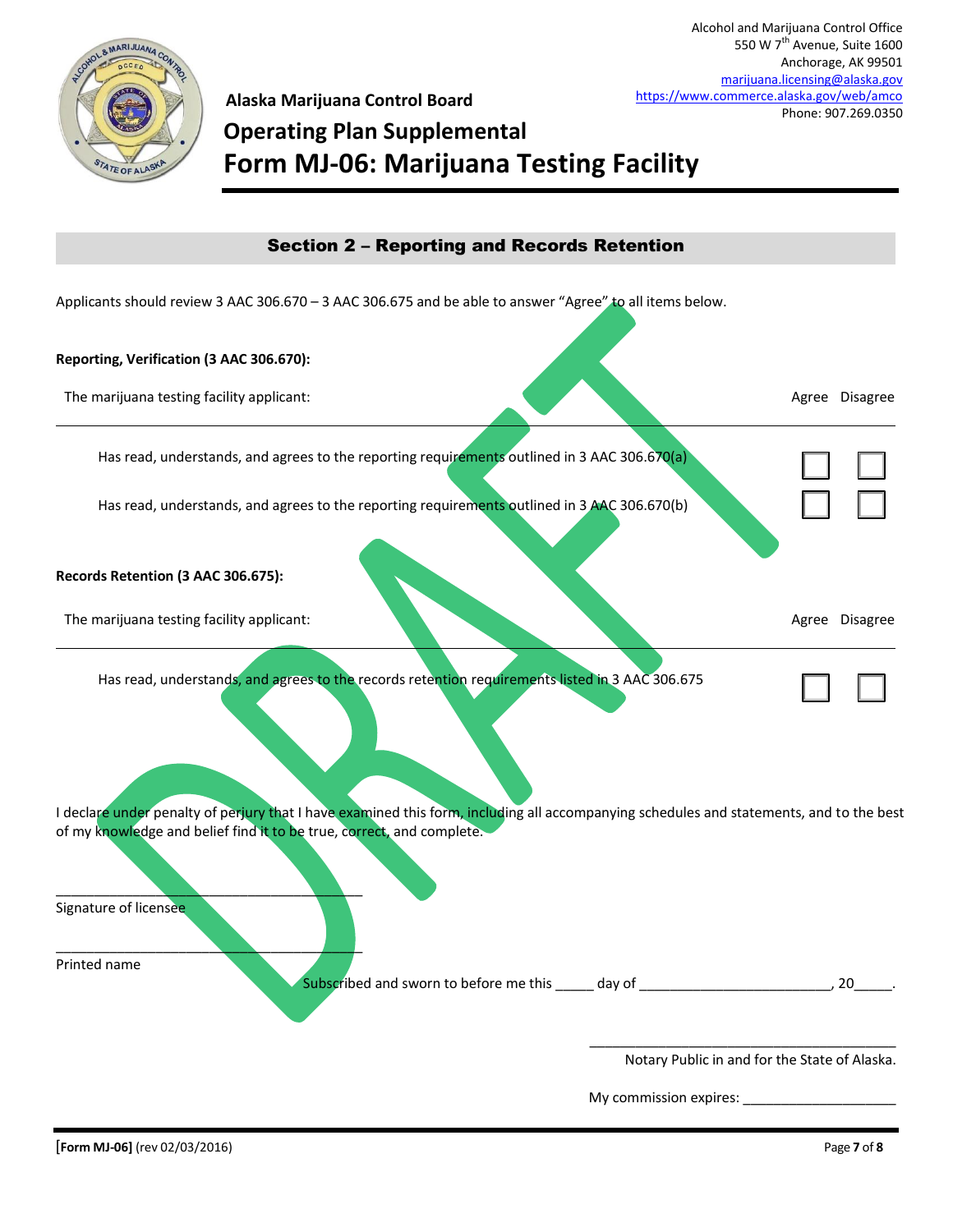Alcohol and Marijuana Control Office
550 W 7th Avenue, Suite 1600
Anchorage, AK 99501
marijuana.licensing@alaska.gov
https://www.commerce.alaska.gov/web/amco
Phone: 907.269.0350

**Alaska Marijuana Control Board**

# Operating Plan Supplemental
# Form MJ-06: Marijuana Testing Facility

## Section 2 – Reporting and Records Retention

Applicants should review 3 AAC 306.670 – 3 AAC 306.675 and be able to answer "Agree" to all items below.

**Reporting, Verification (3 AAC 306.670):**

| The marijuana testing facility applicant: | Agree | Disagree |
|---|---|---|
| Has read, understands, and agrees to the reporting requirements outlined in 3 AAC 306.670(a) | ☐ | ☐ |
| Has read, understands, and agrees to the reporting requirements outlined in 3 AAC 306.670(b) | ☐ | ☐ |

**Records Retention (3 AAC 306.675):**

| The marijuana testing facility applicant: | Agree | Disagree |
|---|---|---|
| Has read, understands, and agrees to the records retention requirements listed in 3 AAC 306.675 | ☐ | ☐ |

I declare under penalty of perjury that I have examined this form, including all accompanying schedules and statements, and to the best of my knowledge and belief find it to be true, correct, and complete.

_________________________________________
Signature of licensee

_________________________________________
Printed name

Subscribed and sworn to before me this _____ day of _________________________, 20_____.

_________________________________________
Notary Public in and for the State of Alaska.

My commission expires: ____________________

[Form MJ-06] (rev 02/03/2016)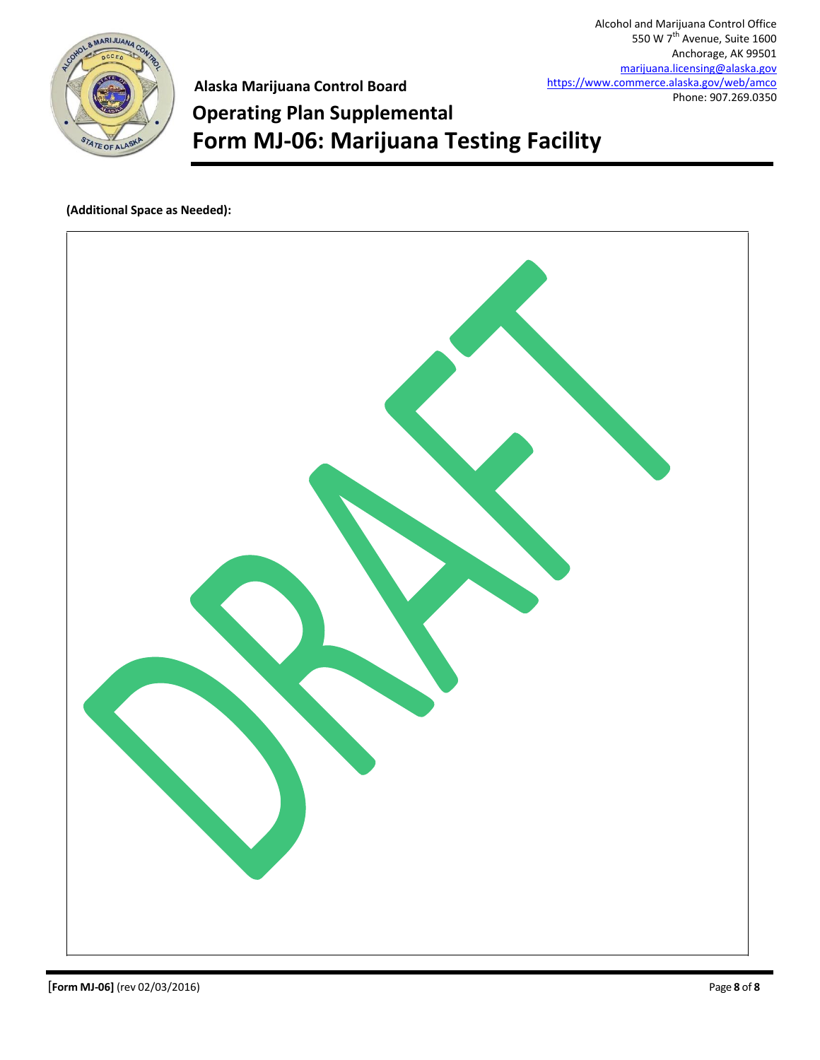Alcohol and Marijuana Control Office
550 W 7th Avenue, Suite 1600
Anchorage, AK 99501
marijuana.licensing@alaska.gov
https://www.commerce.alaska.gov/web/amco
Phone: 907.269.0350

**Alaska Marijuana Control Board**

# Operating Plan Supplemental
# Form MJ-06: Marijuana Testing Facility

**(Additional Space as Needed):**

DRAFT